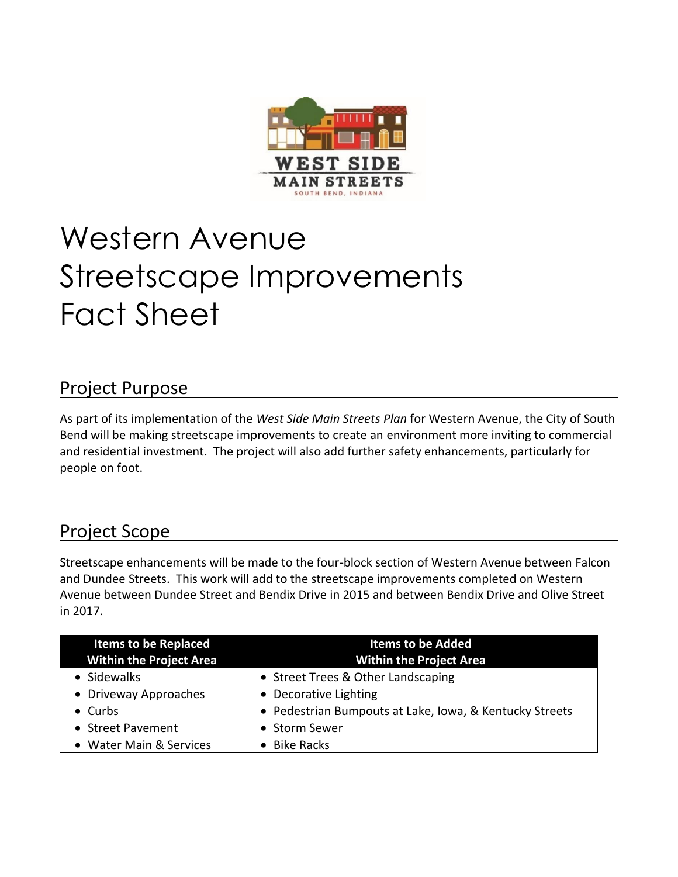WEST SIDE MAIN STREETS
SOUTH BEND, INDIANA

# Western Avenue Streetscape Improvements Fact Sheet

## Project Purpose

As part of its implementation of the *West Side Main Streets Plan* for Western Avenue, the City of South Bend will be making streetscape improvements to create an environment more inviting to commercial and residential investment. The project will also add further safety enhancements, particularly for people on foot.

## Project Scope

Streetscape enhancements will be made to the four-block section of Western Avenue between Falcon and Dundee Streets. This work will add to the streetscape improvements completed on Western Avenue between Dundee Street and Bendix Drive in 2015 and between Bendix Drive and Olive Street in 2017.

| Items to be Replaced Within the Project Area | Items to be Added Within the Project Area |
|---|---|
| • Sidewalks | • Street Trees & Other Landscaping |
| • Driveway Approaches | • Decorative Lighting |
| • Curbs | • Pedestrian Bumpouts at Lake, Iowa, & Kentucky Streets |
| • Street Pavement | • Storm Sewer |
| • Water Main & Services | • Bike Racks |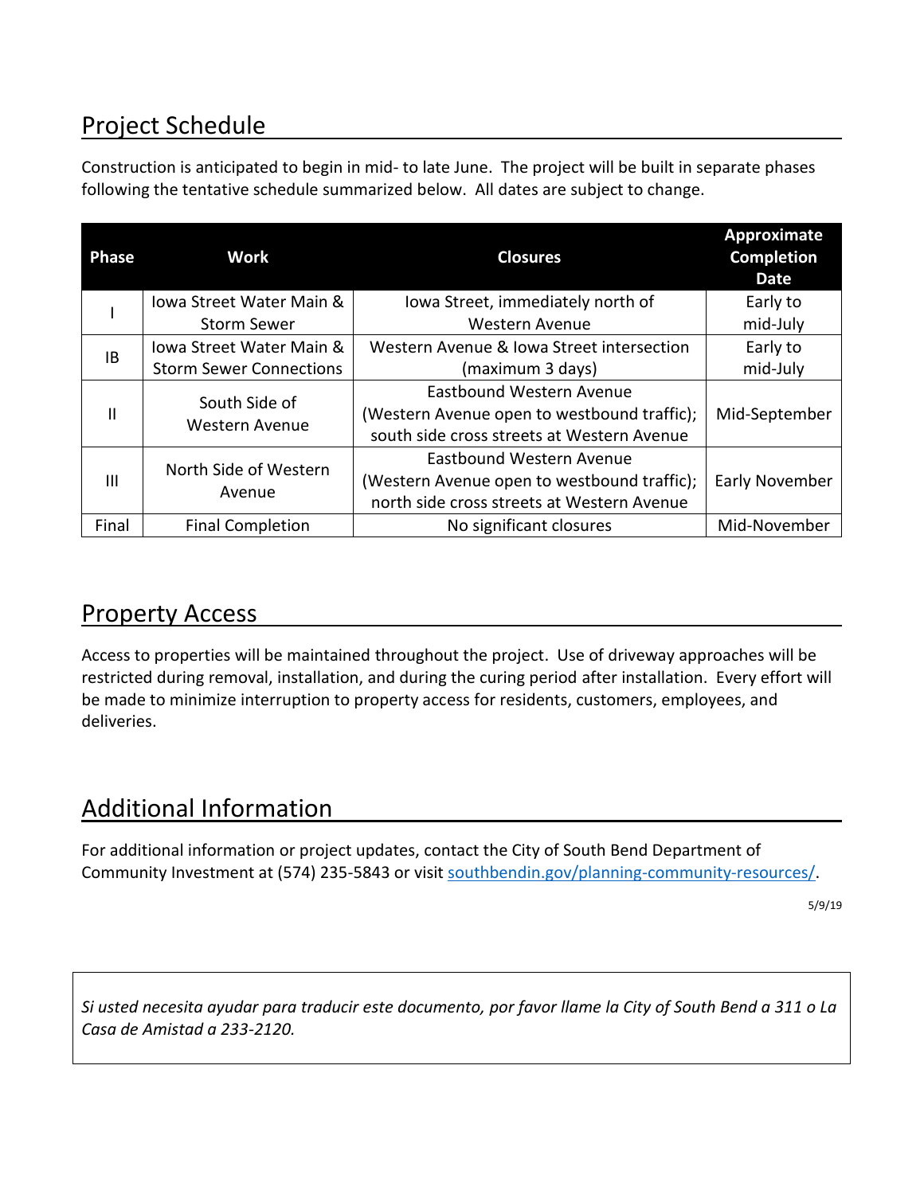## Project Schedule

Construction is anticipated to begin in mid- to late June. The project will be built in separate phases following the tentative schedule summarized below. All dates are subject to change.

| Phase | Work | Closures | Approximate Completion Date |
|---|---|---|---|
| I | Iowa Street Water Main & Storm Sewer | Iowa Street, immediately north of Western Avenue | Early to mid-July |
| IB | Iowa Street Water Main & Storm Sewer Connections | Western Avenue & Iowa Street intersection (maximum 3 days) | Early to mid-July |
| II | South Side of Western Avenue | Eastbound Western Avenue (Western Avenue open to westbound traffic); south side cross streets at Western Avenue | Mid-September |
| III | North Side of Western Avenue | Eastbound Western Avenue (Western Avenue open to westbound traffic); north side cross streets at Western Avenue | Early November |
| Final | Final Completion | No significant closures | Mid-November |

## Property Access

Access to properties will be maintained throughout the project. Use of driveway approaches will be restricted during removal, installation, and during the curing period after installation. Every effort will be made to minimize interruption to property access for residents, customers, employees, and deliveries.

## Additional Information

For additional information or project updates, contact the City of South Bend Department of Community Investment at (574) 235-5843 or visit southbendin.gov/planning-community-resources/.

5/9/19

*Si usted necesita ayudar para traducir este documento, por favor llame la City of South Bend a 311 o La Casa de Amistad a 233-2120.*